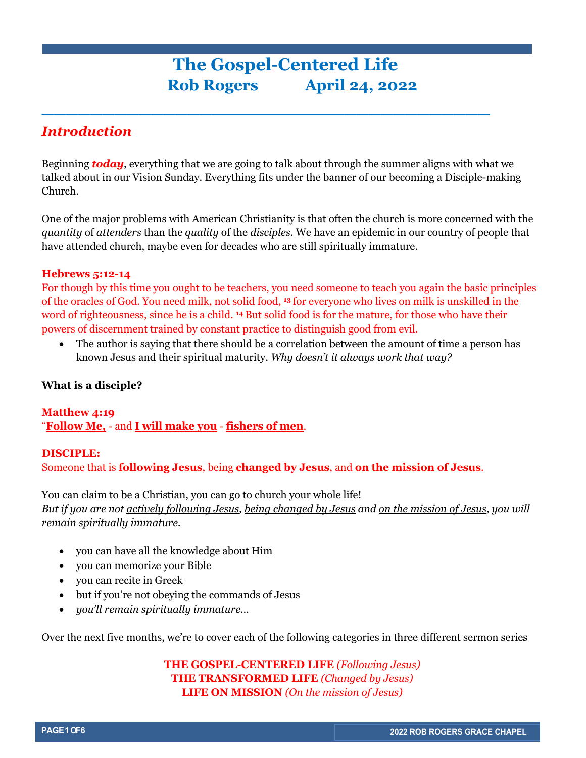# The Gospel-Centered Life
## Rob Rogers April 24, 2022

---

## *Introduction*

Beginning ***today***, everything that we are going to talk about through the summer aligns with what we talked about in our Vision Sunday. Everything fits under the banner of our becoming a Disciple-making Church.

One of the major problems with American Christianity is that often the church is more concerned with the *quantity* of *attenders* than the *quality* of the *disciples*. We have an epidemic in our country of people that have attended church, maybe even for decades who are still spiritually immature.

**Hebrews 5:12-14**
For though by this time you ought to be teachers, you need someone to teach you again the basic principles of the oracles of God. You need milk, not solid food, [13] for everyone who lives on milk is unskilled in the word of righteousness, since he is a child. [14] But solid food is for the mature, for those who have their powers of discernment trained by constant practice to distinguish good from evil.

- The author is saying that there should be a correlation between the amount of time a person has known Jesus and their spiritual maturity. *Why doesn't it always work that way?*

**What is a disciple?**

**Matthew 4:19**
"**Follow Me,** - and **I will make you** - **fishers of men**.

**DISCIPLE:**
Someone that is **following Jesus**, being **changed by Jesus**, and **on the mission of Jesus**.

You can claim to be a Christian, you can go to church your whole life!
*But if you are not actively following Jesus, being changed by Jesus and on the mission of Jesus, you will remain spiritually immature.*

- you can have all the knowledge about Him
- you can memorize your Bible
- you can recite in Greek
- but if you're not obeying the commands of Jesus
- *you'll remain spiritually immature…*

Over the next five months, we're to cover each of the following categories in three different sermon series

**THE GOSPEL-CENTERED LIFE** *(Following Jesus)*
**THE TRANSFORMED LIFE** *(Changed by Jesus)*
**LIFE ON MISSION** *(On the mission of Jesus)*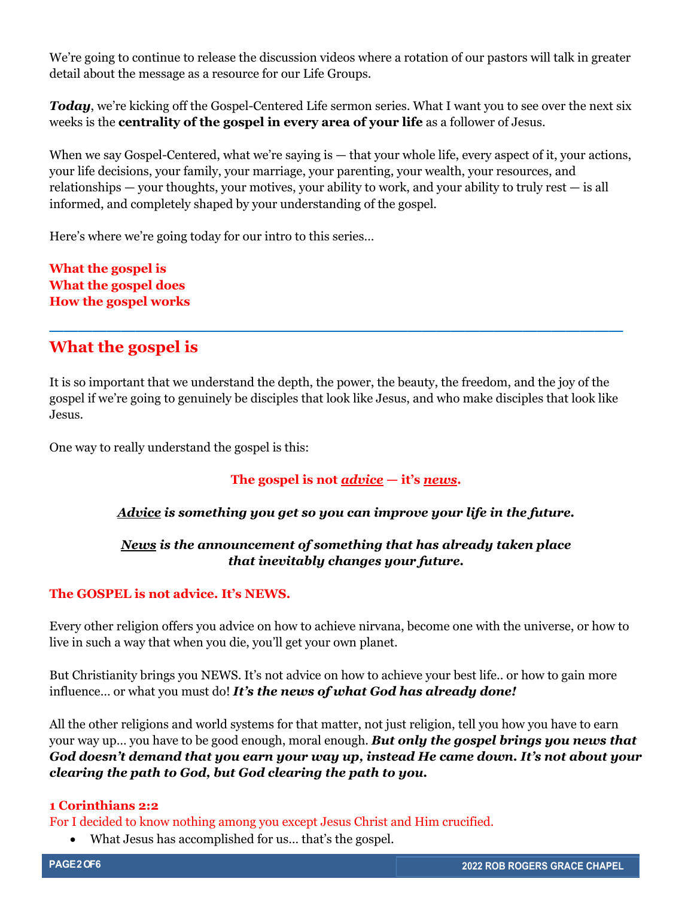We're going to continue to release the discussion videos where a rotation of our pastors will talk in greater detail about the message as a resource for our Life Groups.

***Today***, we're kicking off the Gospel-Centered Life sermon series. What I want you to see over the next six weeks is the **centrality of the gospel in every area of your life** as a follower of Jesus.

When we say Gospel-Centered, what we're saying is — that your whole life, every aspect of it, your actions, your life decisions, your family, your marriage, your parenting, your wealth, your resources, and relationships — your thoughts, your motives, your ability to work, and your ability to truly rest — is all informed, and completely shaped by your understanding of the gospel.

Here's where we're going today for our intro to this series…

**What the gospel is**
**What the gospel does**
**How the gospel works**

---

## What the gospel is

It is so important that we understand the depth, the power, the beauty, the freedom, and the joy of the gospel if we're going to genuinely be disciples that look like Jesus, and who make disciples that look like Jesus.

One way to really understand the gospel is this:

**The gospel is not *advice* — it's *news*.**

***Advice* is something you get so you can improve your life in the future.**

***News* is the announcement of something that has already taken place that inevitably changes your future.**

**The GOSPEL is not advice. It's NEWS.**

Every other religion offers you advice on how to achieve nirvana, become one with the universe, or how to live in such a way that when you die, you'll get your own planet.

But Christianity brings you NEWS. It's not advice on how to achieve your best life.. or how to gain more influence… or what you must do! ***It's the news of what God has already done!***

All the other religions and world systems for that matter, not just religion, tell you how you have to earn your way up… you have to be good enough, moral enough. ***But only the gospel brings you news that God doesn't demand that you earn your way up, instead He came down. It's not about your clearing the path to God, but God clearing the path to you.***

**1 Corinthians 2:2**
For I decided to know nothing among you except Jesus Christ and Him crucified.

- What Jesus has accomplished for us… that's the gospel.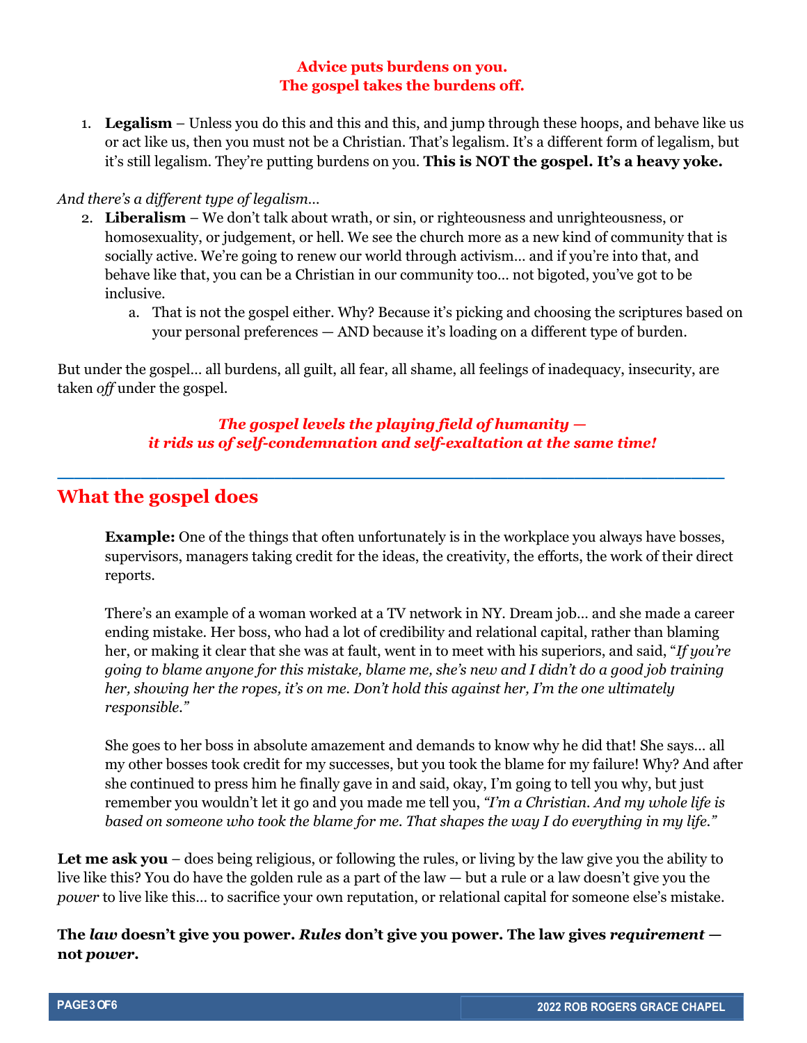**Advice puts burdens on you.**
**The gospel takes the burdens off.**

1. **Legalism** – Unless you do this and this and this, and jump through these hoops, and behave like us or act like us, then you must not be a Christian. That's legalism. It's a different form of legalism, but it's still legalism. They're putting burdens on you. **This is NOT the gospel. It's a heavy yoke.**

*And there's a different type of legalism…*

2. **Liberalism** – We don't talk about wrath, or sin, or righteousness and unrighteousness, or homosexuality, or judgement, or hell. We see the church more as a new kind of community that is socially active. We're going to renew our world through activism… and if you're into that, and behave like that, you can be a Christian in our community too… not bigoted, you've got to be inclusive.
   a. That is not the gospel either. Why? Because it's picking and choosing the scriptures based on your personal preferences — AND because it's loading on a different type of burden.

But under the gospel… all burdens, all guilt, all fear, all shame, all feelings of inadequacy, insecurity, are taken *off* under the gospel.

***The gospel levels the playing field of humanity —***
***it rids us of self-condemnation and self-exaltation at the same time!***

---

## What the gospel does

**Example:** One of the things that often unfortunately is in the workplace you always have bosses, supervisors, managers taking credit for the ideas, the creativity, the efforts, the work of their direct reports.

There's an example of a woman worked at a TV network in NY. Dream job… and she made a career ending mistake. Her boss, who had a lot of credibility and relational capital, rather than blaming her, or making it clear that she was at fault, went in to meet with his superiors, and said, "*If you're going to blame anyone for this mistake, blame me, she's new and I didn't do a good job training her, showing her the ropes, it's on me. Don't hold this against her, I'm the one ultimately responsible."*

She goes to her boss in absolute amazement and demands to know why he did that! She says… all my other bosses took credit for my successes, but you took the blame for my failure! Why? And after she continued to press him he finally gave in and said, okay, I'm going to tell you why, but just remember you wouldn't let it go and you made me tell you, *"I'm a Christian. And my whole life is based on someone who took the blame for me. That shapes the way I do everything in my life."*

**Let me ask you** – does being religious, or following the rules, or living by the law give you the ability to live like this? You do have the golden rule as a part of the law — but a rule or a law doesn't give you the *power* to live like this… to sacrifice your own reputation, or relational capital for someone else's mistake.

**The *law* doesn't give you power. *Rules* don't give you power. The law gives *requirement* — not *power*.**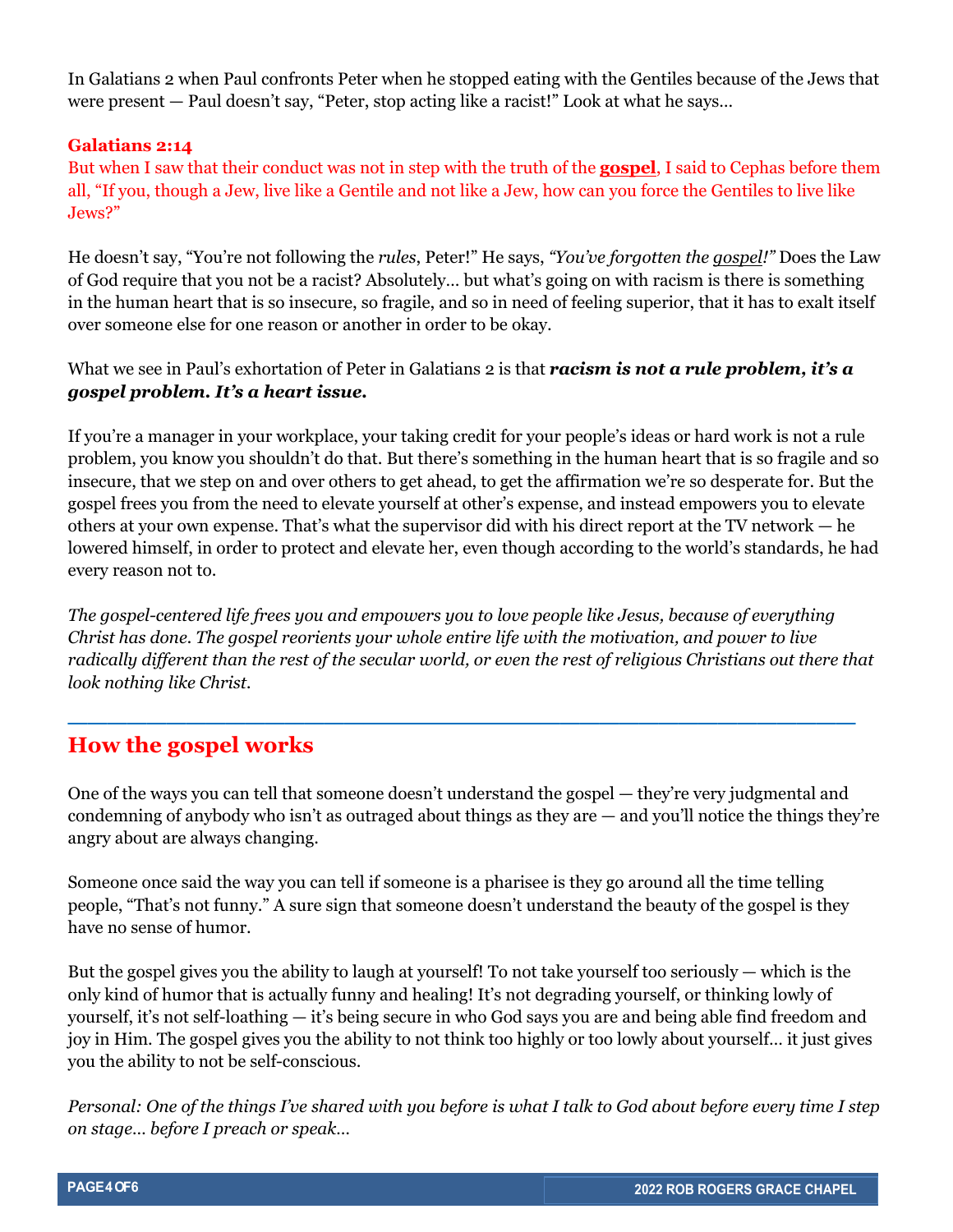In Galatians 2 when Paul confronts Peter when he stopped eating with the Gentiles because of the Jews that were present — Paul doesn't say, "Peter, stop acting like a racist!" Look at what he says…

**Galatians 2:14**
But when I saw that their conduct was not in step with the truth of the **gospel**, I said to Cephas before them all, "If you, though a Jew, live like a Gentile and not like a Jew, how can you force the Gentiles to live like Jews?"

He doesn't say, "You're not following the *rules*, Peter!" He says, *"You've forgotten the gospel!"* Does the Law of God require that you not be a racist? Absolutely… but what's going on with racism is there is something in the human heart that is so insecure, so fragile, and so in need of feeling superior, that it has to exalt itself over someone else for one reason or another in order to be okay.

What we see in Paul's exhortation of Peter in Galatians 2 is that ***racism is not a rule problem, it's a gospel problem. It's a heart issue.***

If you're a manager in your workplace, your taking credit for your people's ideas or hard work is not a rule problem, you know you shouldn't do that. But there's something in the human heart that is so fragile and so insecure, that we step on and over others to get ahead, to get the affirmation we're so desperate for. But the gospel frees you from the need to elevate yourself at other's expense, and instead empowers you to elevate others at your own expense. That's what the supervisor did with his direct report at the TV network — he lowered himself, in order to protect and elevate her, even though according to the world's standards, he had every reason not to.

*The gospel-centered life frees you and empowers you to love people like Jesus, because of everything Christ has done. The gospel reorients your whole entire life with the motivation, and power to live radically different than the rest of the secular world, or even the rest of religious Christians out there that look nothing like Christ.*

---

## How the gospel works

One of the ways you can tell that someone doesn't understand the gospel — they're very judgmental and condemning of anybody who isn't as outraged about things as they are — and you'll notice the things they're angry about are always changing.

Someone once said the way you can tell if someone is a pharisee is they go around all the time telling people, "That's not funny." A sure sign that someone doesn't understand the beauty of the gospel is they have no sense of humor.

But the gospel gives you the ability to laugh at yourself! To not take yourself too seriously — which is the only kind of humor that is actually funny and healing! It's not degrading yourself, or thinking lowly of yourself, it's not self-loathing — it's being secure in who God says you are and being able find freedom and joy in Him. The gospel gives you the ability to not think too highly or too lowly about yourself… it just gives you the ability to not be self-conscious.

*Personal: One of the things I've shared with you before is what I talk to God about before every time I step on stage… before I preach or speak…*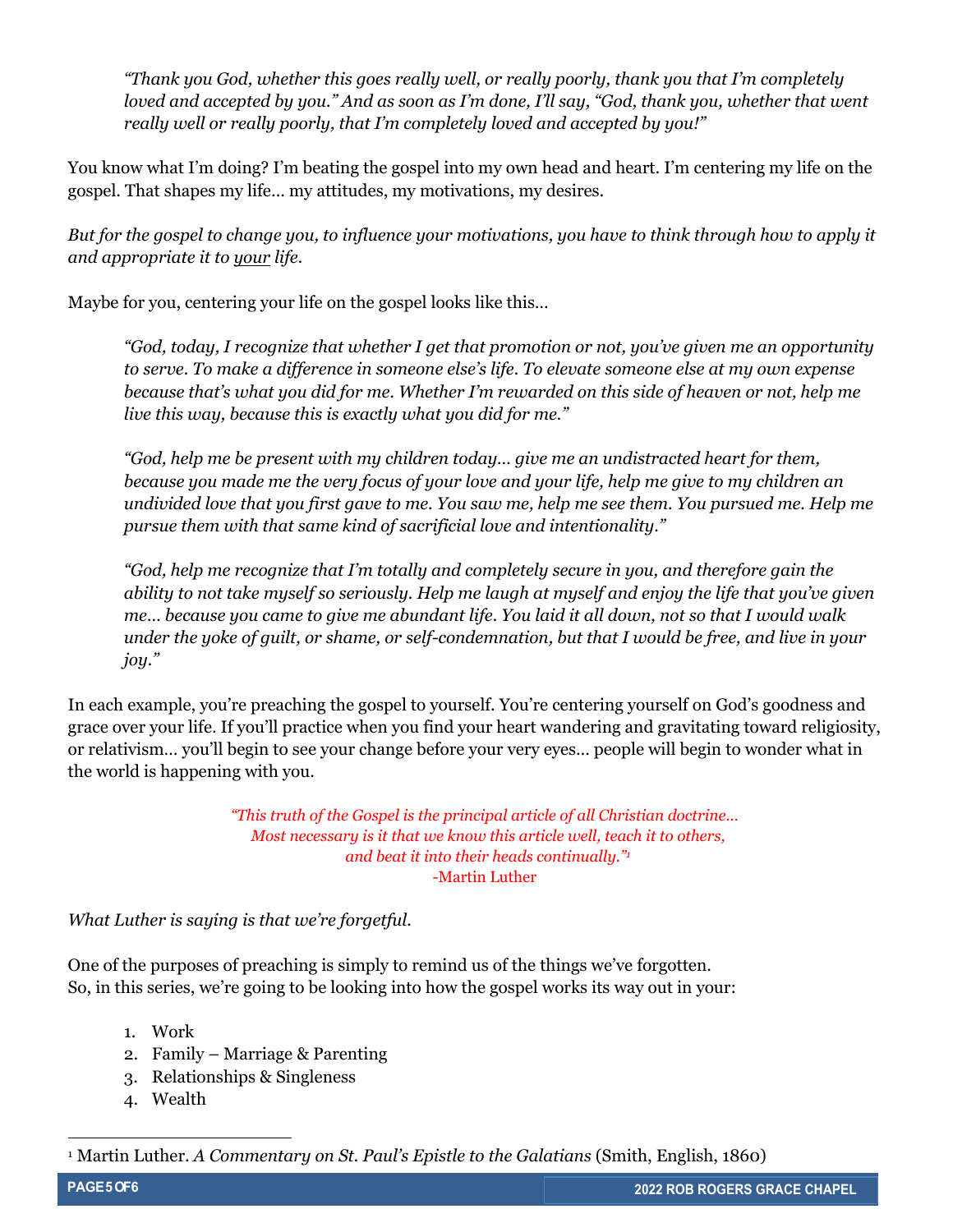> *"Thank you God, whether this goes really well, or really poorly, thank you that I'm completely loved and accepted by you." And as soon as I'm done, I'll say, "God, thank you, whether that went really well or really poorly, that I'm completely loved and accepted by you!"*

You know what I'm doing? I'm beating the gospel into my own head and heart. I'm centering my life on the gospel. That shapes my life… my attitudes, my motivations, my desires.

*But for the gospel to change you, to influence your motivations, you have to think through how to apply it and appropriate it to <u>your</u> life.*

Maybe for you, centering your life on the gospel looks like this…

> *"God, today, I recognize that whether I get that promotion or not, you've given me an opportunity to serve. To make a difference in someone else's life. To elevate someone else at my own expense because that's what you did for me. Whether I'm rewarded on this side of heaven or not, help me live this way, because this is exactly what you did for me."*

> *"God, help me be present with my children today… give me an undistracted heart for them, because you made me the very focus of your love and your life, help me give to my children an undivided love that you first gave to me. You saw me, help me see them. You pursued me. Help me pursue them with that same kind of sacrificial love and intentionality."*

> *"God, help me recognize that I'm totally and completely secure in you, and therefore gain the ability to not take myself so seriously. Help me laugh at myself and enjoy the life that you've given me… because you came to give me abundant life. You laid it all down, not so that I would walk under the yoke of guilt, or shame, or self-condemnation, but that I would be free, and live in your joy."*

In each example, you're preaching the gospel to yourself. You're centering yourself on God's goodness and grace over your life. If you'll practice when you find your heart wandering and gravitating toward religiosity, or relativism… you'll begin to see your change before your very eyes… people will begin to wonder what in the world is happening with you.

*"This truth of the Gospel is the principal article of all Christian doctrine… Most necessary is it that we know this article well, teach it to others, and beat it into their heads continually."*[1]
-Martin Luther

*What Luther is saying is that we're forgetful.*

One of the purposes of preaching is simply to remind us of the things we've forgotten.
So, in this series, we're going to be looking into how the gospel works its way out in your:

1. Work
2. Family – Marriage & Parenting
3. Relationships & Singleness
4. Wealth

---

[1] Martin Luther. *A Commentary on St. Paul's Epistle to the Galatians* (Smith, English, 1860)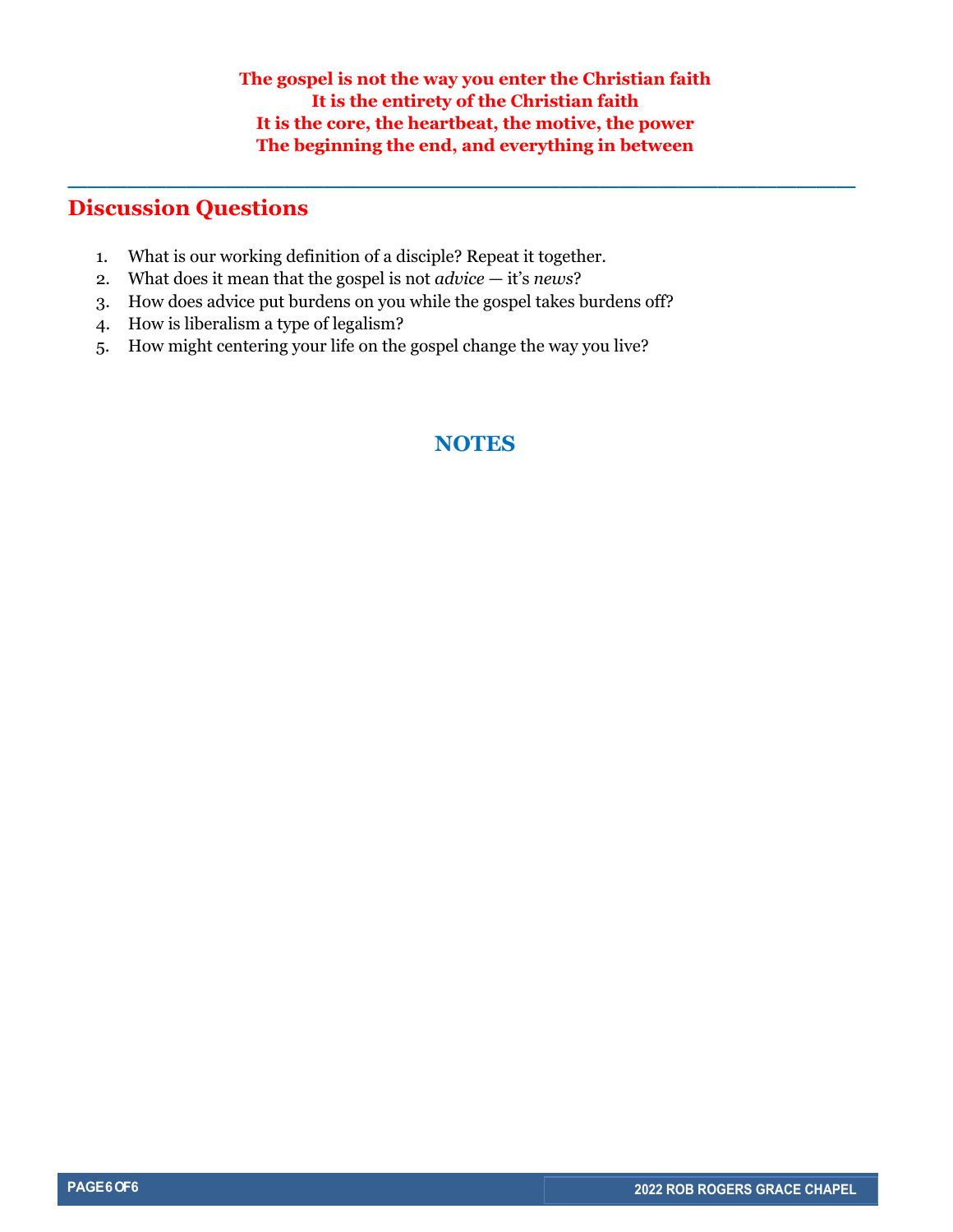**The gospel is not the way you enter the Christian faith**
**It is the entirety of the Christian faith**
**It is the core, the heartbeat, the motive, the power**
**The beginning the end, and everything in between**

---

## Discussion Questions

1. What is our working definition of a disciple? Repeat it together.
2. What does it mean that the gospel is not *advice* — it's *news*?
3. How does advice put burdens on you while the gospel takes burdens off?
4. How is liberalism a type of legalism?
5. How might centering your life on the gospel change the way you live?

## NOTES